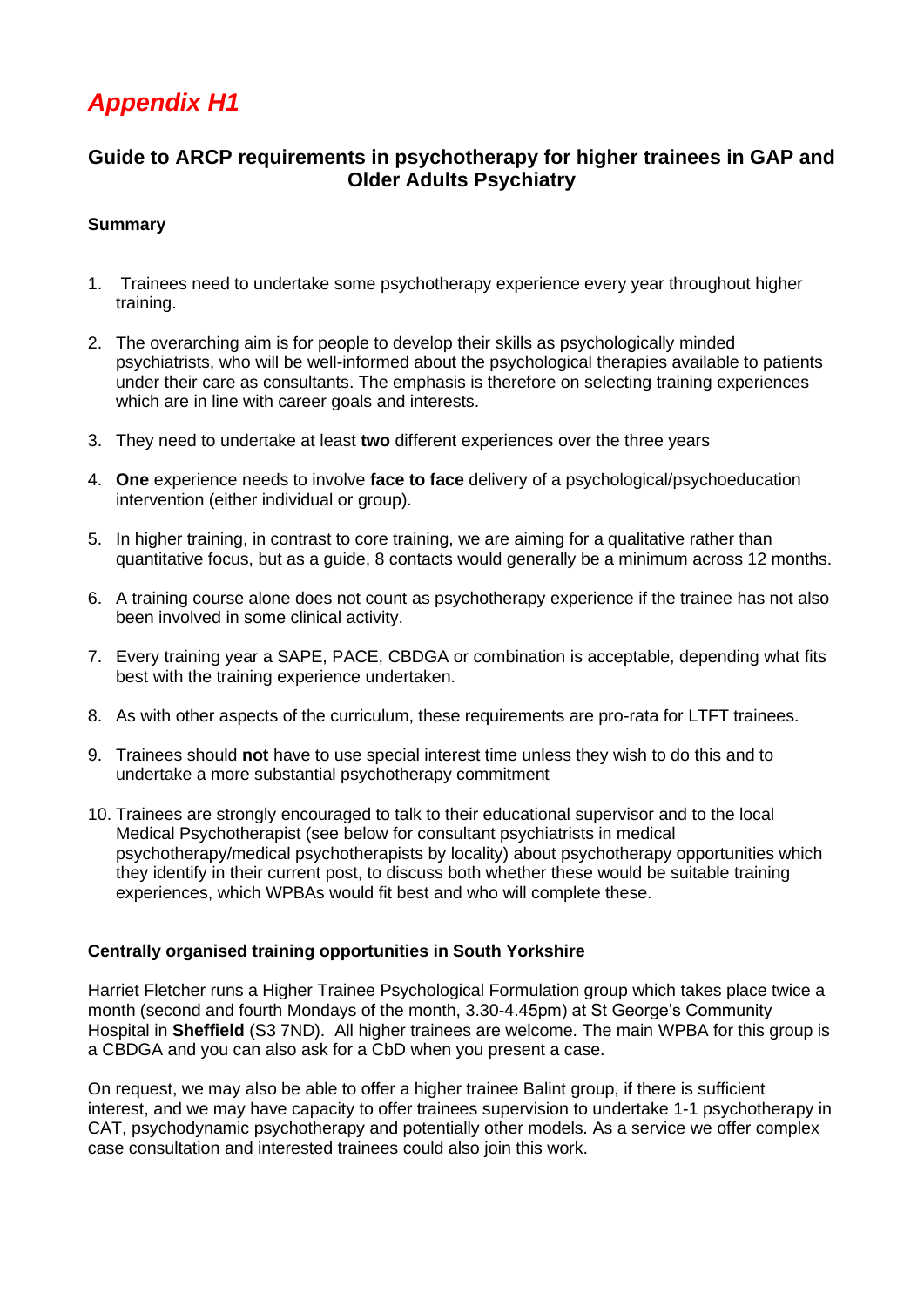# *Appendix H1*

## Guide to ARCP requirements in psychotherapy for higher trainees in GAP and Older Adults Psychiatry

### Summary

1. Trainees need to undertake some psychotherapy experience every year throughout higher training.
2. The overarching aim is for people to develop their skills as psychologically minded psychiatrists, who will be well-informed about the psychological therapies available to patients under their care as consultants. The emphasis is therefore on selecting training experiences which are in line with career goals and interests.
3. They need to undertake at least **two** different experiences over the three years
4. **One** experience needs to involve **face to face** delivery of a psychological/psychoeducation intervention (either individual or group).
5. In higher training, in contrast to core training, we are aiming for a qualitative rather than quantitative focus, but as a guide, 8 contacts would generally be a minimum across 12 months.
6. A training course alone does not count as psychotherapy experience if the trainee has not also been involved in some clinical activity.
7. Every training year a SAPE, PACE, CBDGA or combination is acceptable, depending what fits best with the training experience undertaken.
8. As with other aspects of the curriculum, these requirements are pro-rata for LTFT trainees.
9. Trainees should **not** have to use special interest time unless they wish to do this and to undertake a more substantial psychotherapy commitment
10. Trainees are strongly encouraged to talk to their educational supervisor and to the local Medical Psychotherapist (see below for consultant psychiatrists in medical psychotherapy/medical psychotherapists by locality) about psychotherapy opportunities which they identify in their current post, to discuss both whether these would be suitable training experiences, which WPBAs would fit best and who will complete these.

### Centrally organised training opportunities in South Yorkshire

Harriet Fletcher runs a Higher Trainee Psychological Formulation group which takes place twice a month (second and fourth Mondays of the month, 3.30-4.45pm) at St George's Community Hospital in **Sheffield** (S3 7ND). All higher trainees are welcome. The main WPBA for this group is a CBDGA and you can also ask for a CbD when you present a case.

On request, we may also be able to offer a higher trainee Balint group, if there is sufficient interest, and we may have capacity to offer trainees supervision to undertake 1-1 psychotherapy in CAT, psychodynamic psychotherapy and potentially other models. As a service we offer complex case consultation and interested trainees could also join this work.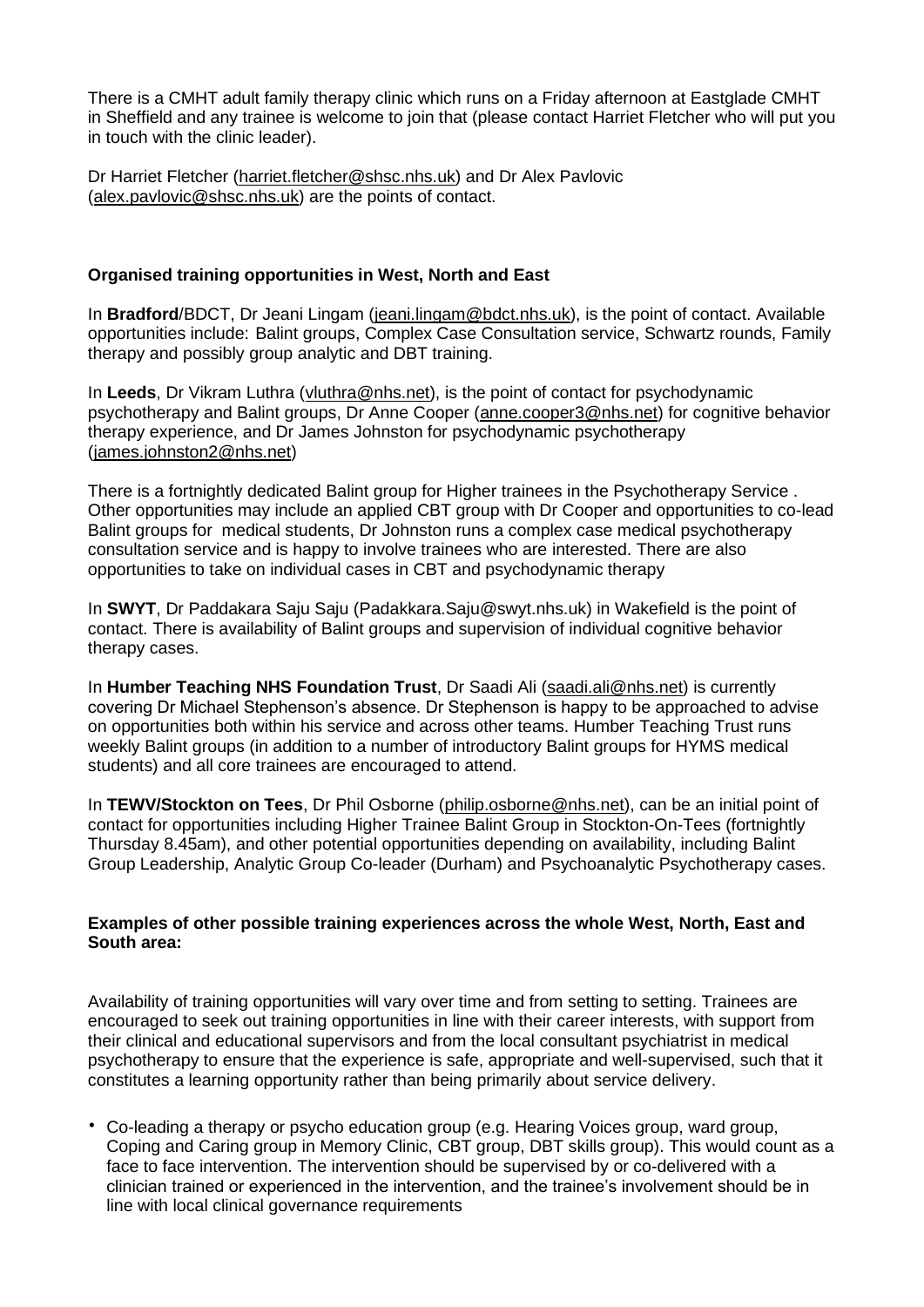There is a CMHT adult family therapy clinic which runs on a Friday afternoon at Eastglade CMHT in Sheffield and any trainee is welcome to join that (please contact Harriet Fletcher who will put you in touch with the clinic leader).

Dr Harriet Fletcher (harriet.fletcher@shsc.nhs.uk) and Dr Alex Pavlovic (alex.pavlovic@shsc.nhs.uk) are the points of contact.

**Organised training opportunities in West, North and East**

In **Bradford**/BDCT, Dr Jeani Lingam (jeani.lingam@bdct.nhs.uk), is the point of contact. Available opportunities include: Balint groups, Complex Case Consultation service, Schwartz rounds, Family therapy and possibly group analytic and DBT training.

In **Leeds**, Dr Vikram Luthra (vluthra@nhs.net), is the point of contact for psychodynamic psychotherapy and Balint groups, Dr Anne Cooper (anne.cooper3@nhs.net) for cognitive behavior therapy experience, and Dr James Johnston for psychodynamic psychotherapy (james.johnston2@nhs.net)

There is a fortnightly dedicated Balint group for Higher trainees in the Psychotherapy Service . Other opportunities may include an applied CBT group with Dr Cooper and opportunities to co-lead Balint groups for medical students, Dr Johnston runs a complex case medical psychotherapy consultation service and is happy to involve trainees who are interested. There are also opportunities to take on individual cases in CBT and psychodynamic therapy

In **SWYT**, Dr Paddakara Saju Saju (Padakkara.Saju@swyt.nhs.uk) in Wakefield is the point of contact. There is availability of Balint groups and supervision of individual cognitive behavior therapy cases.

In **Humber Teaching NHS Foundation Trust**, Dr Saadi Ali (saadi.ali@nhs.net) is currently covering Dr Michael Stephenson's absence. Dr Stephenson is happy to be approached to advise on opportunities both within his service and across other teams. Humber Teaching Trust runs weekly Balint groups (in addition to a number of introductory Balint groups for HYMS medical students) and all core trainees are encouraged to attend.

In **TEWV/Stockton on Tees**, Dr Phil Osborne (philip.osborne@nhs.net), can be an initial point of contact for opportunities including Higher Trainee Balint Group in Stockton-On-Tees (fortnightly Thursday 8.45am), and other potential opportunities depending on availability, including Balint Group Leadership, Analytic Group Co-leader (Durham) and Psychoanalytic Psychotherapy cases.

**Examples of other possible training experiences across the whole West, North, East and South area:**

Availability of training opportunities will vary over time and from setting to setting. Trainees are encouraged to seek out training opportunities in line with their career interests, with support from their clinical and educational supervisors and from the local consultant psychiatrist in medical psychotherapy to ensure that the experience is safe, appropriate and well-supervised, such that it constitutes a learning opportunity rather than being primarily about service delivery.

- Co-leading a therapy or psycho education group (e.g. Hearing Voices group, ward group, Coping and Caring group in Memory Clinic, CBT group, DBT skills group). This would count as a face to face intervention. The intervention should be supervised by or co-delivered with a clinician trained or experienced in the intervention, and the trainee's involvement should be in line with local clinical governance requirements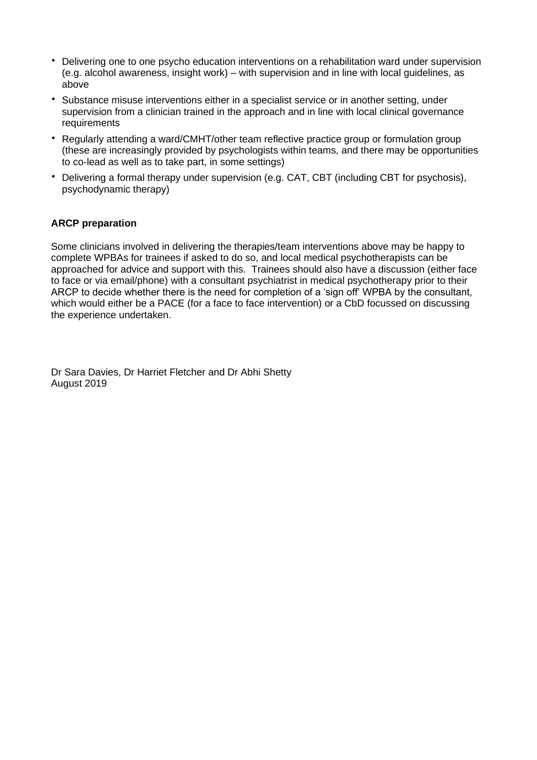- Delivering one to one psycho education interventions on a rehabilitation ward under supervision (e.g. alcohol awareness, insight work) – with supervision and in line with local guidelines, as above
- Substance misuse interventions either in a specialist service or in another setting, under supervision from a clinician trained in the approach and in line with local clinical governance requirements
- Regularly attending a ward/CMHT/other team reflective practice group or formulation group (these are increasingly provided by psychologists within teams, and there may be opportunities to co-lead as well as to take part, in some settings)
- Delivering a formal therapy under supervision (e.g. CAT, CBT (including CBT for psychosis), psychodynamic therapy)

**ARCP preparation**

Some clinicians involved in delivering the therapies/team interventions above may be happy to complete WPBAs for trainees if asked to do so, and local medical psychotherapists can be approached for advice and support with this. Trainees should also have a discussion (either face to face or via email/phone) with a consultant psychiatrist in medical psychotherapy prior to their ARCP to decide whether there is the need for completion of a 'sign off' WPBA by the consultant, which would either be a PACE (for a face to face intervention) or a CbD focussed on discussing the experience undertaken.

Dr Sara Davies, Dr Harriet Fletcher and Dr Abhi Shetty
August 2019